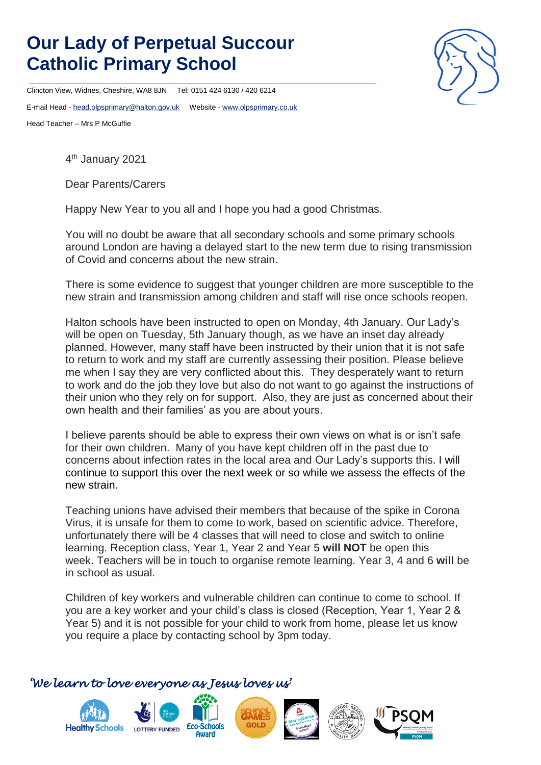# Our Lady of Perpetual Succour Catholic Primary School

Clincton View, Widnes, Cheshire, WA8 8JN Tel: 0151 424 6130 / 420 6214

E-mail Head - head.olpsprimary@halton.gov.uk Website - www.olpsprimary.co.uk

Head Teacher – Mrs P McGuffie

4th January 2021

Dear Parents/Carers

Happy New Year to you all and I hope you had a good Christmas.

You will no doubt be aware that all secondary schools and some primary schools around London are having a delayed start to the new term due to rising transmission of Covid and concerns about the new strain.

There is some evidence to suggest that younger children are more susceptible to the new strain and transmission among children and staff will rise once schools reopen.

Halton schools have been instructed to open on Monday, 4th January. Our Lady's will be open on Tuesday, 5th January though, as we have an inset day already planned. However, many staff have been instructed by their union that it is not safe to return to work and my staff are currently assessing their position. Please believe me when I say they are very conflicted about this. They desperately want to return to work and do the job they love but also do not want to go against the instructions of their union who they rely on for support. Also, they are just as concerned about their own health and their families' as you are about yours.

I believe parents should be able to express their own views on what is or isn't safe for their own children. Many of you have kept children off in the past due to concerns about infection rates in the local area and Our Lady's supports this. I will continue to support this over the next week or so while we assess the effects of the new strain.

Teaching unions have advised their members that because of the spike in Corona Virus, it is unsafe for them to come to work, based on scientific advice. Therefore, unfortunately there will be 4 classes that will need to close and switch to online learning. Reception class, Year 1, Year 2 and Year 5 **will NOT** be open this week. Teachers will be in touch to organise remote learning. Year 3, 4 and 6 **will** be in school as usual.

Children of key workers and vulnerable children can continue to come to school. If you are a key worker and your child's class is closed (Reception, Year 1, Year 2 & Year 5) and it is not possible for your child to work from home, please let us know you require a place by contacting school by 3pm today.

*'We learn to love everyone as Jesus loves us'*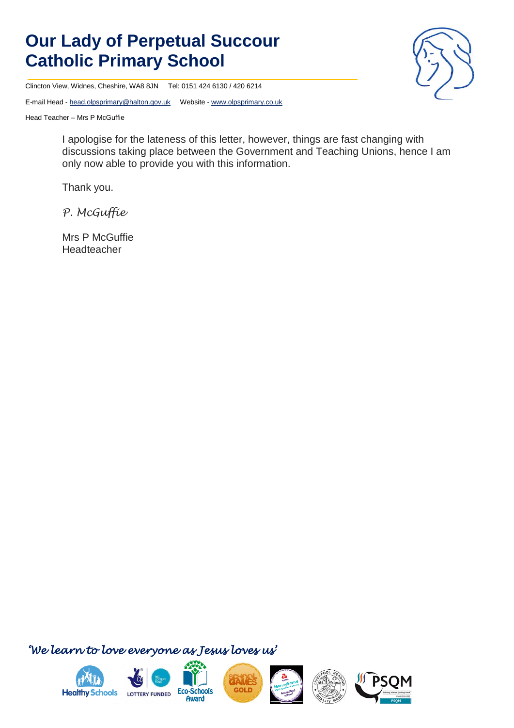# Our Lady of Perpetual Succour Catholic Primary School

Clincton View, Widnes, Cheshire, WA8 8JN Tel: 0151 424 6130 / 420 6214

E-mail Head - head.olpsprimary@halton.gov.uk Website - www.olpsprimary.co.uk

Head Teacher – Mrs P McGuffie

I apologise for the lateness of this letter, however, things are fast changing with discussions taking place between the Government and Teaching Unions, hence I am only now able to provide you with this information.

Thank you.

*P. McGuffie*

Mrs P McGuffie
Headteacher

*'We learn to love everyone as Jesus loves us'*